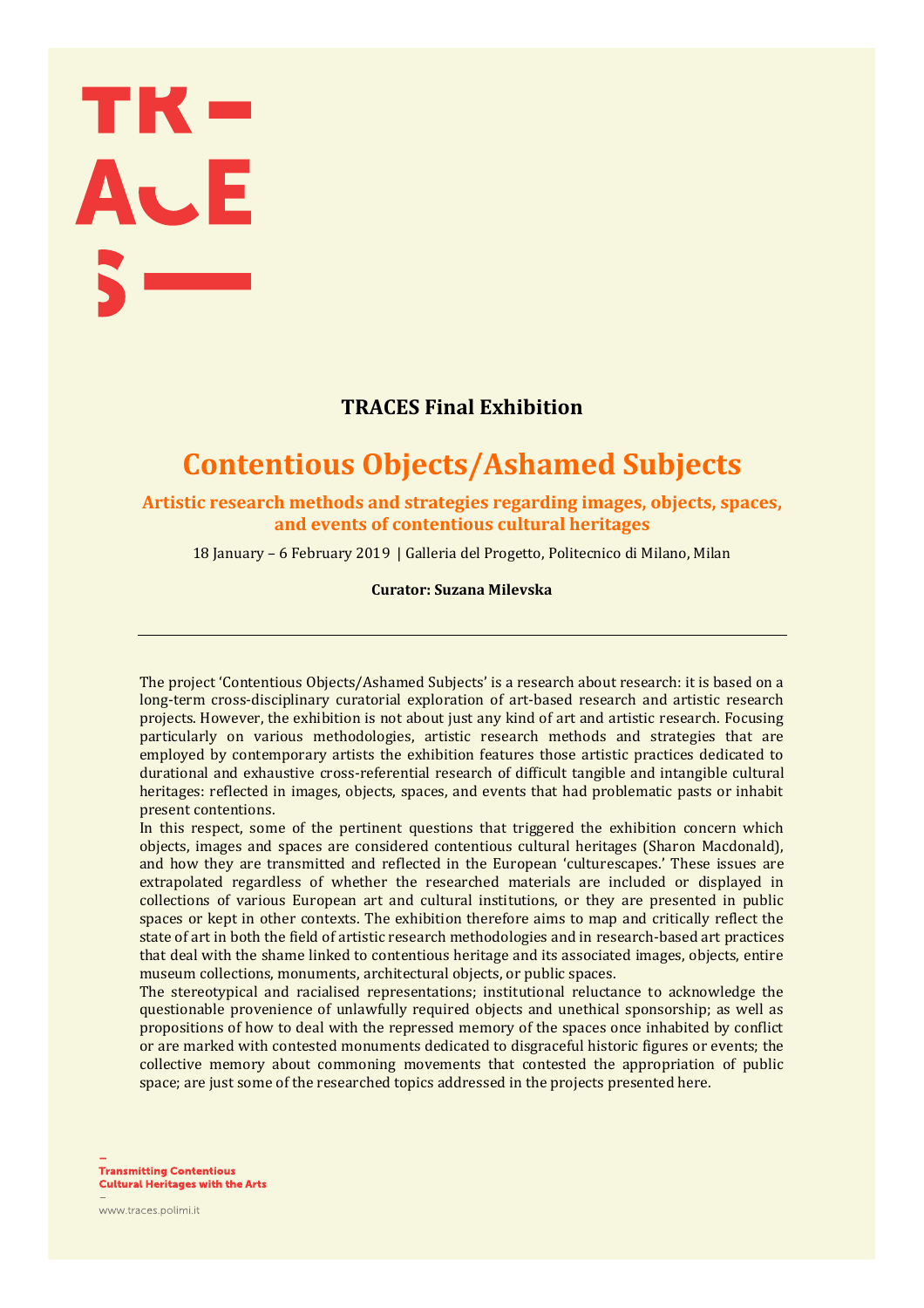**TRACES Final Exhibition**

# Contentious Objects/Ashamed Subjects

## Artistic research methods and strategies regarding images, objects, spaces, and events of contentious cultural heritages

18 January – 6 February 2019 | Galleria del Progetto, Politecnico di Milano, Milan

**Curator: Suzana Milevska**

---

The project 'Contentious Objects/Ashamed Subjects' is a research about research: it is based on a long-term cross-disciplinary curatorial exploration of art-based research and artistic research projects. However, the exhibition is not about just any kind of art and artistic research. Focusing particularly on various methodologies, artistic research methods and strategies that are employed by contemporary artists the exhibition features those artistic practices dedicated to durational and exhaustive cross-referential research of difficult tangible and intangible cultural heritages: reflected in images, objects, spaces, and events that had problematic pasts or inhabit present contentions.

In this respect, some of the pertinent questions that triggered the exhibition concern which objects, images and spaces are considered contentious cultural heritages (Sharon Macdonald), and how they are transmitted and reflected in the European 'culturescapes.' These issues are extrapolated regardless of whether the researched materials are included or displayed in collections of various European art and cultural institutions, or they are presented in public spaces or kept in other contexts. The exhibition therefore aims to map and critically reflect the state of art in both the field of artistic research methodologies and in research-based art practices that deal with the shame linked to contentious heritage and its associated images, objects, entire museum collections, monuments, architectural objects, or public spaces.

The stereotypical and racialised representations; institutional reluctance to acknowledge the questionable provenience of unlawfully required objects and unethical sponsorship; as well as propositions of how to deal with the repressed memory of the spaces once inhabited by conflict or are marked with contested monuments dedicated to disgraceful historic figures or events; the collective memory about commoning movements that contested the appropriation of public space; are just some of the researched topics addressed in the projects presented here.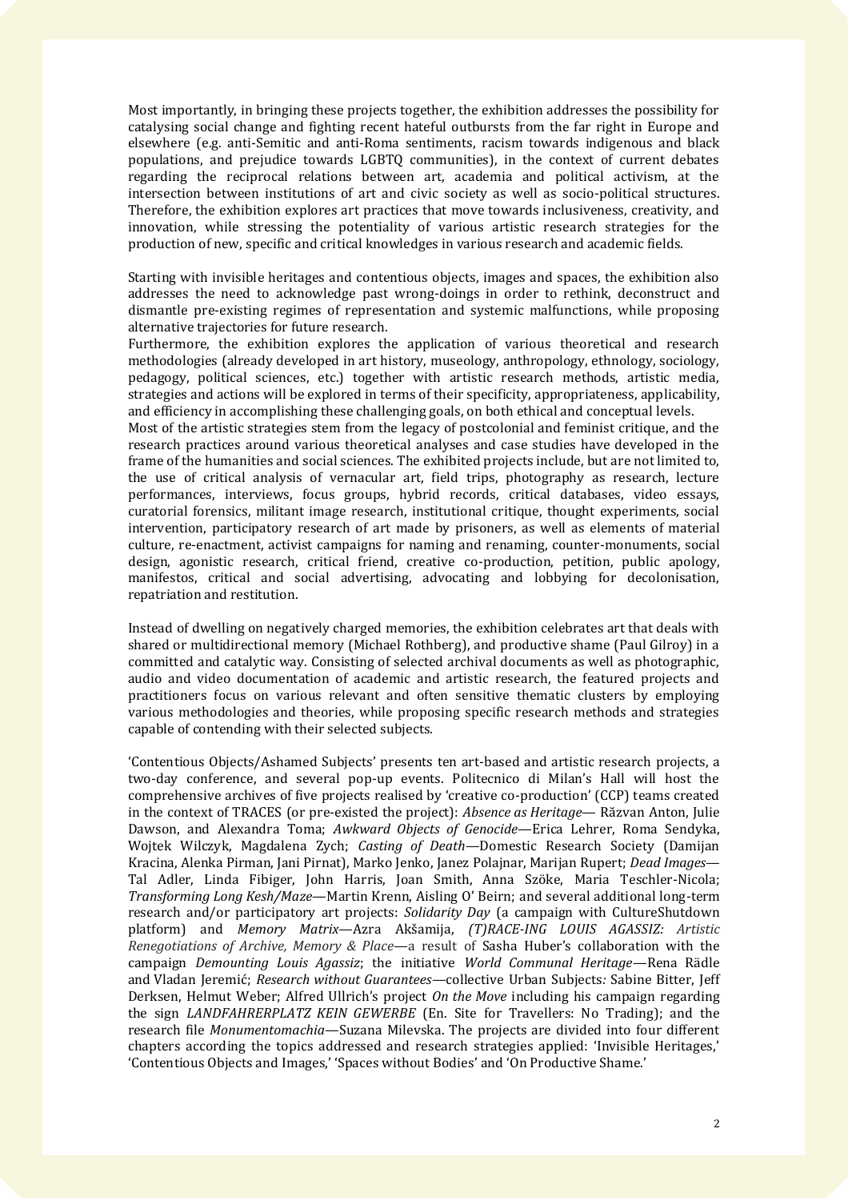Most importantly, in bringing these projects together, the exhibition addresses the possibility for catalysing social change and fighting recent hateful outbursts from the far right in Europe and elsewhere (e.g. anti-Semitic and anti-Roma sentiments, racism towards indigenous and black populations, and prejudice towards LGBTQ communities), in the context of current debates regarding the reciprocal relations between art, academia and political activism, at the intersection between institutions of art and civic society as well as socio-political structures. Therefore, the exhibition explores art practices that move towards inclusiveness, creativity, and innovation, while stressing the potentiality of various artistic research strategies for the production of new, specific and critical knowledges in various research and academic fields.

Starting with invisible heritages and contentious objects, images and spaces, the exhibition also addresses the need to acknowledge past wrong-doings in order to rethink, deconstruct and dismantle pre-existing regimes of representation and systemic malfunctions, while proposing alternative trajectories for future research.
Furthermore, the exhibition explores the application of various theoretical and research methodologies (already developed in art history, museology, anthropology, ethnology, sociology, pedagogy, political sciences, etc.) together with artistic research methods, artistic media, strategies and actions will be explored in terms of their specificity, appropriateness, applicability, and efficiency in accomplishing these challenging goals, on both ethical and conceptual levels.
Most of the artistic strategies stem from the legacy of postcolonial and feminist critique, and the research practices around various theoretical analyses and case studies have developed in the frame of the humanities and social sciences. The exhibited projects include, but are not limited to, the use of critical analysis of vernacular art, field trips, photography as research, lecture performances, interviews, focus groups, hybrid records, critical databases, video essays, curatorial forensics, militant image research, institutional critique, thought experiments, social intervention, participatory research of art made by prisoners, as well as elements of material culture, re-enactment, activist campaigns for naming and renaming, counter-monuments, social design, agonistic research, critical friend, creative co-production, petition, public apology, manifestos, critical and social advertising, advocating and lobbying for decolonisation, repatriation and restitution.

Instead of dwelling on negatively charged memories, the exhibition celebrates art that deals with shared or multidirectional memory (Michael Rothberg), and productive shame (Paul Gilroy) in a committed and catalytic way. Consisting of selected archival documents as well as photographic, audio and video documentation of academic and artistic research, the featured projects and practitioners focus on various relevant and often sensitive thematic clusters by employing various methodologies and theories, while proposing specific research methods and strategies capable of contending with their selected subjects.

'Contentious Objects/Ashamed Subjects' presents ten art-based and artistic research projects, a two-day conference, and several pop-up events. Politecnico di Milan's Hall will host the comprehensive archives of five projects realised by 'creative co-production' (CCP) teams created in the context of TRACES (or pre-existed the project): *Absence as Heritage*— Răzvan Anton, Julie Dawson, and Alexandra Toma; *Awkward Objects of Genocide*—Erica Lehrer, Roma Sendyka, Wojtek Wilczyk, Magdalena Zych; *Casting of Death*—Domestic Research Society (Damijan Kracina, Alenka Pirman, Jani Pirnat), Marko Jenko, Janez Polajnar, Marijan Rupert; *Dead Images*—Tal Adler, Linda Fibiger, John Harris, Joan Smith, Anna Szöke, Maria Teschler-Nicola; *Transforming Long Kesh/Maze*—Martin Krenn, Aisling O' Beirn; and several additional long-term research and/or participatory art projects: *Solidarity Day* (a campaign with CultureShutdown platform) and *Memory Matrix*—Azra Akšamija, *(T)RACE-ING LOUIS AGASSIZ: Artistic Renegotiations of Archive, Memory & Place*—a result of Sasha Huber's collaboration with the campaign *Demounting Louis Agassiz*; the initiative *World Communal Heritage*—Rena Rädle and Vladan Jeremić; *Research without Guarantees*—collective Urban Subjects*:* Sabine Bitter, Jeff Derksen, Helmut Weber; Alfred Ullrich's project *On the Move* including his campaign regarding the sign *LANDFAHRERPLATZ KEIN GEWERBE* (En. Site for Travellers: No Trading); and the research file *Monumentomachia*—Suzana Milevska. The projects are divided into four different chapters according the topics addressed and research strategies applied: 'Invisible Heritages,' 'Contentious Objects and Images,' 'Spaces without Bodies' and 'On Productive Shame.'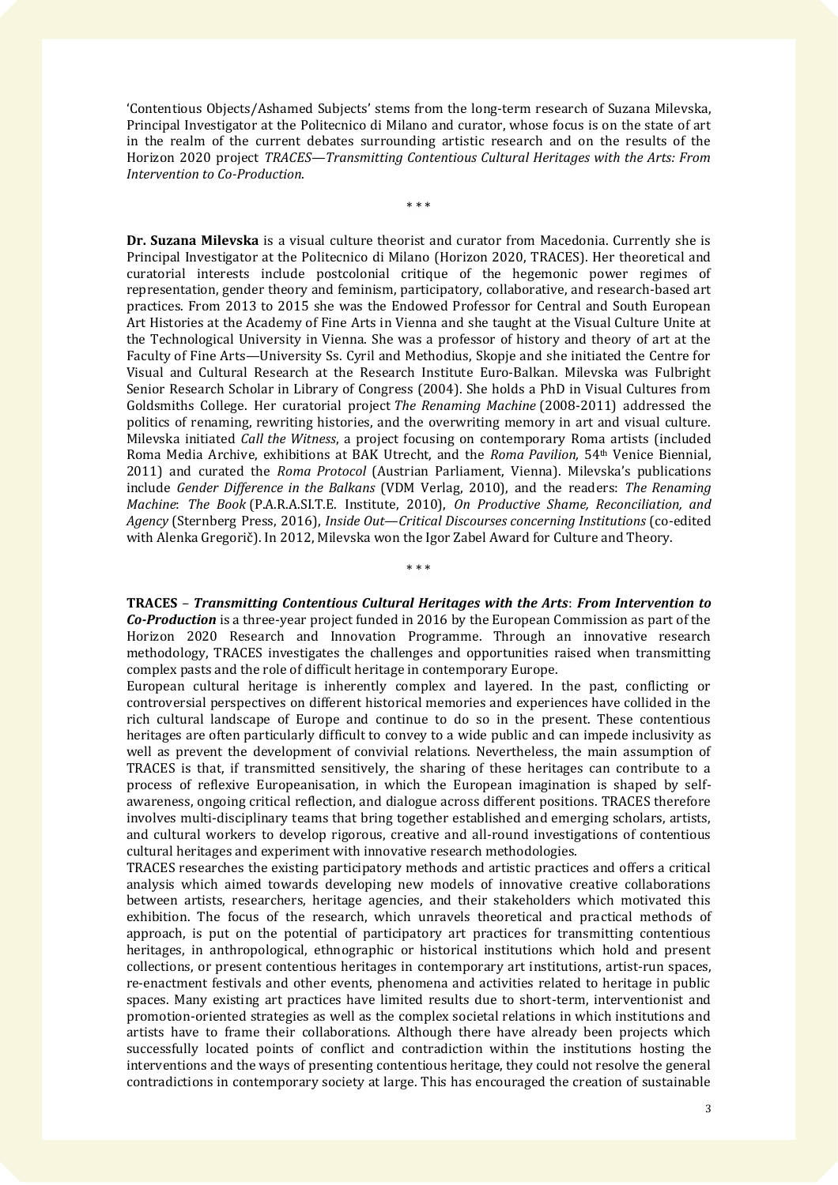'Contentious Objects/Ashamed Subjects' stems from the long-term research of Suzana Milevska, Principal Investigator at the Politecnico di Milano and curator, whose focus is on the state of art in the realm of the current debates surrounding artistic research and on the results of the Horizon 2020 project *TRACES—Transmitting Contentious Cultural Heritages with the Arts: From Intervention to Co-Production*.

\* \* \*

**Dr. Suzana Milevska** is a visual culture theorist and curator from Macedonia. Currently she is Principal Investigator at the Politecnico di Milano (Horizon 2020, TRACES). Her theoretical and curatorial interests include postcolonial critique of the hegemonic power regimes of representation, gender theory and feminism, participatory, collaborative, and research-based art practices. From 2013 to 2015 she was the Endowed Professor for Central and South European Art Histories at the Academy of Fine Arts in Vienna and she taught at the Visual Culture Unite at the Technological University in Vienna. She was a professor of history and theory of art at the Faculty of Fine Arts—University Ss. Cyril and Methodius, Skopje and she initiated the Centre for Visual and Cultural Research at the Research Institute Euro-Balkan. Milevska was Fulbright Senior Research Scholar in Library of Congress (2004). She holds a PhD in Visual Cultures from Goldsmiths College. Her curatorial project *The Renaming Machine* (2008-2011) addressed the politics of renaming, rewriting histories, and the overwriting memory in art and visual culture. Milevska initiated *Call the Witness*, a project focusing on contemporary Roma artists (included Roma Media Archive, exhibitions at BAK Utrecht, and the *Roma Pavilion,* 54th Venice Biennial, 2011) and curated the *Roma Protocol* (Austrian Parliament, Vienna). Milevska's publications include *Gender Difference in the Balkans* (VDM Verlag, 2010), and the readers: *The Renaming Machine*: *The Book* (P.A.R.A.SI.T.E. Institute, 2010), *On Productive Shame, Reconciliation, and Agency* (Sternberg Press, 2016), *Inside Out—Critical Discourses concerning Institutions* (co-edited with Alenka Gregorič). In 2012, Milevska won the Igor Zabel Award for Culture and Theory.

\* \* \*

**TRACES** – ***Transmitting Contentious Cultural Heritages with the Arts*****:** ***From Intervention to Co-Production*** is a three-year project funded in 2016 by the European Commission as part of the Horizon 2020 Research and Innovation Programme. Through an innovative research methodology, TRACES investigates the challenges and opportunities raised when transmitting complex pasts and the role of difficult heritage in contemporary Europe.

European cultural heritage is inherently complex and layered. In the past, conflicting or controversial perspectives on different historical memories and experiences have collided in the rich cultural landscape of Europe and continue to do so in the present. These contentious heritages are often particularly difficult to convey to a wide public and can impede inclusivity as well as prevent the development of convivial relations. Nevertheless, the main assumption of TRACES is that, if transmitted sensitively, the sharing of these heritages can contribute to a process of reflexive Europeanisation, in which the European imagination is shaped by self-awareness, ongoing critical reflection, and dialogue across different positions. TRACES therefore involves multi-disciplinary teams that bring together established and emerging scholars, artists, and cultural workers to develop rigorous, creative and all-round investigations of contentious cultural heritages and experiment with innovative research methodologies.

TRACES researches the existing participatory methods and artistic practices and offers a critical analysis which aimed towards developing new models of innovative creative collaborations between artists, researchers, heritage agencies, and their stakeholders which motivated this exhibition. The focus of the research, which unravels theoretical and practical methods of approach, is put on the potential of participatory art practices for transmitting contentious heritages, in anthropological, ethnographic or historical institutions which hold and present collections, or present contentious heritages in contemporary art institutions, artist-run spaces, re-enactment festivals and other events, phenomena and activities related to heritage in public spaces. Many existing art practices have limited results due to short-term, interventionist and promotion-oriented strategies as well as the complex societal relations in which institutions and artists have to frame their collaborations. Although there have already been projects which successfully located points of conflict and contradiction within the institutions hosting the interventions and the ways of presenting contentious heritage, they could not resolve the general contradictions in contemporary society at large. This has encouraged the creation of sustainable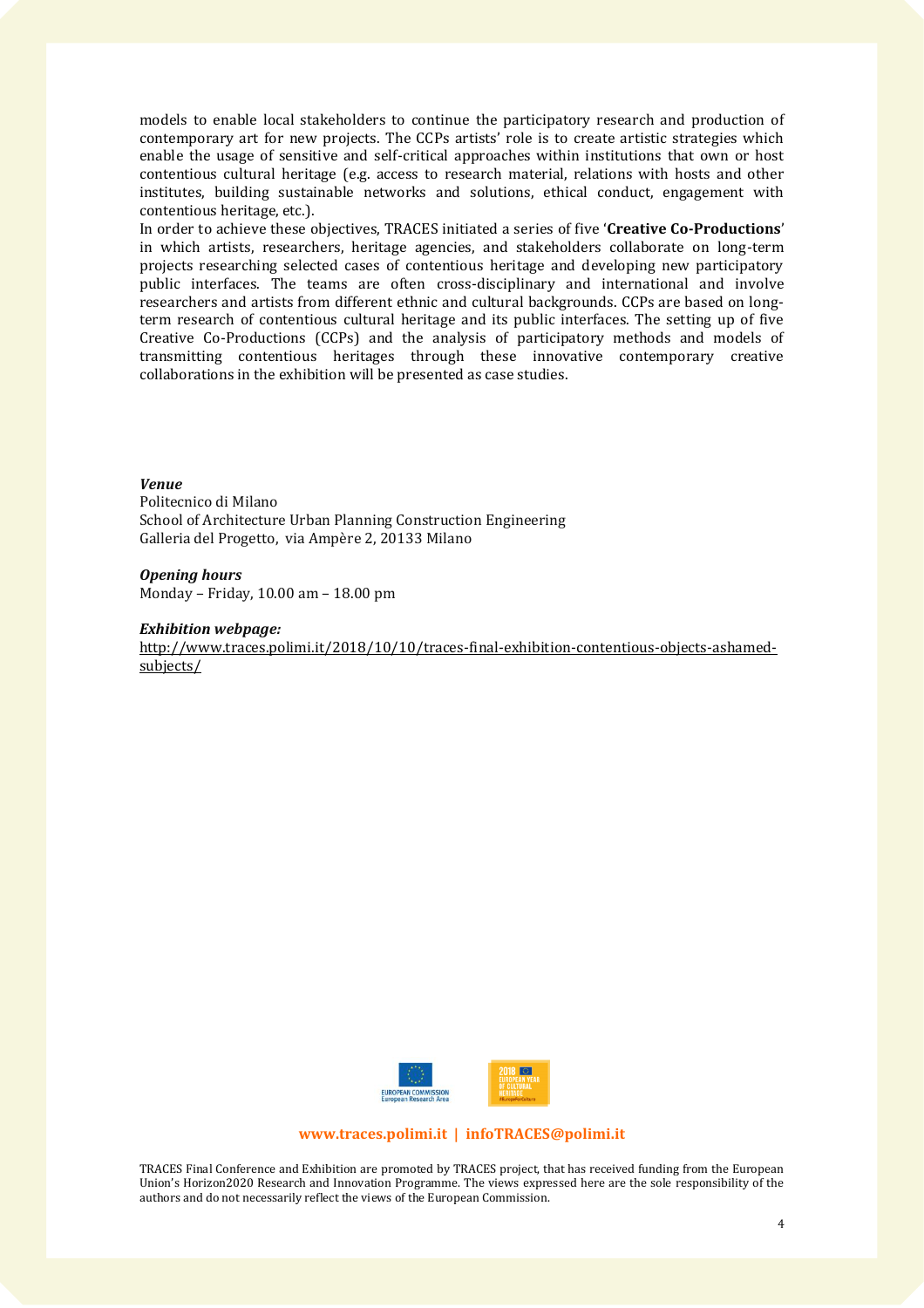models to enable local stakeholders to continue the participatory research and production of contemporary art for new projects. The CCPs artists' role is to create artistic strategies which enable the usage of sensitive and self-critical approaches within institutions that own or host contentious cultural heritage (e.g. access to research material, relations with hosts and other institutes, building sustainable networks and solutions, ethical conduct, engagement with contentious heritage, etc.).

In order to achieve these objectives, TRACES initiated a series of five '**Creative Co-Productions**' in which artists, researchers, heritage agencies, and stakeholders collaborate on long-term projects researching selected cases of contentious heritage and developing new participatory public interfaces. The teams are often cross-disciplinary and international and involve researchers and artists from different ethnic and cultural backgrounds. CCPs are based on long-term research of contentious cultural heritage and its public interfaces. The setting up of five Creative Co-Productions (CCPs) and the analysis of participatory methods and models of transmitting contentious heritages through these innovative contemporary creative collaborations in the exhibition will be presented as case studies.

***Venue***
Politecnico di Milano
School of Architecture Urban Planning Construction Engineering
Galleria del Progetto, via Ampère 2, 20133 Milano

***Opening hours***
Monday – Friday, 10.00 am – 18.00 pm

***Exhibition webpage:***
http://www.traces.polimi.it/2018/10/10/traces-final-exhibition-contentious-objects-ashamed-subjects/

EUROPEAN COMMISSION
European Research Area

2018 EUROPEAN YEAR OF CULTURAL HERITAGE
#EuropeForCulture

**www.traces.polimi.it | infoTRACES@polimi.it**

TRACES Final Conference and Exhibition are promoted by TRACES project, that has received funding from the European Union's Horizon2020 Research and Innovation Programme. The views expressed here are the sole responsibility of the authors and do not necessarily reflect the views of the European Commission.